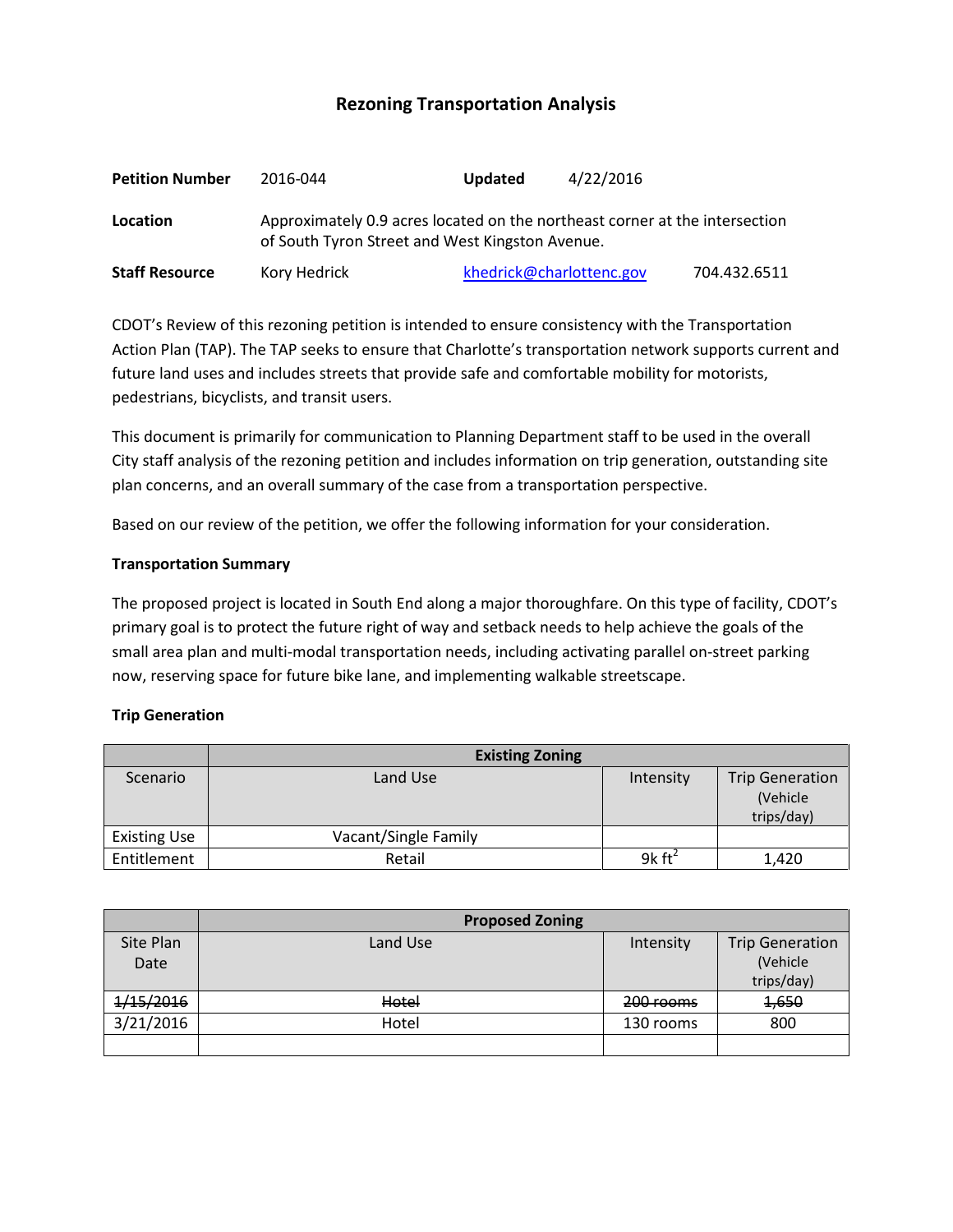# Rezoning Transportation Analysis

| | | | |
|---|---|---|---|
| **Petition Number** | 2016-044 | **Updated** | 4/22/2016 |
| **Location** | Approximately 0.9 acres located on the northeast corner at the intersection of South Tyron Street and West Kingston Avenue. | | |
| **Staff Resource** | Kory Hedrick | khedrick@charlottenc.gov | 704.432.6511 |

CDOT's Review of this rezoning petition is intended to ensure consistency with the Transportation Action Plan (TAP). The TAP seeks to ensure that Charlotte's transportation network supports current and future land uses and includes streets that provide safe and comfortable mobility for motorists, pedestrians, bicyclists, and transit users.

This document is primarily for communication to Planning Department staff to be used in the overall City staff analysis of the rezoning petition and includes information on trip generation, outstanding site plan concerns, and an overall summary of the case from a transportation perspective.

Based on our review of the petition, we offer the following information for your consideration.

**Transportation Summary**

The proposed project is located in South End along a major thoroughfare. On this type of facility, CDOT's primary goal is to protect the future right of way and setback needs to help achieve the goals of the small area plan and multi-modal transportation needs, including activating parallel on-street parking now, reserving space for future bike lane, and implementing walkable streetscape.

**Trip Generation**

| | **Existing Zoning** | | |
|---|---|---|---|
| Scenario | Land Use | Intensity | Trip Generation (Vehicle trips/day) |
| Existing Use | Vacant/Single Family | | |
| Entitlement | Retail | 9k $ft^2$ | 1,420 |

| | **Proposed Zoning** | | |
|---|---|---|---|
| Site Plan Date | Land Use | Intensity | Trip Generation (Vehicle trips/day) |
| ~~1/15/2016~~ | ~~Hotel~~ | ~~200 rooms~~ | ~~1,650~~ |
| 3/21/2016 | Hotel | 130 rooms | 800 |
| | | | |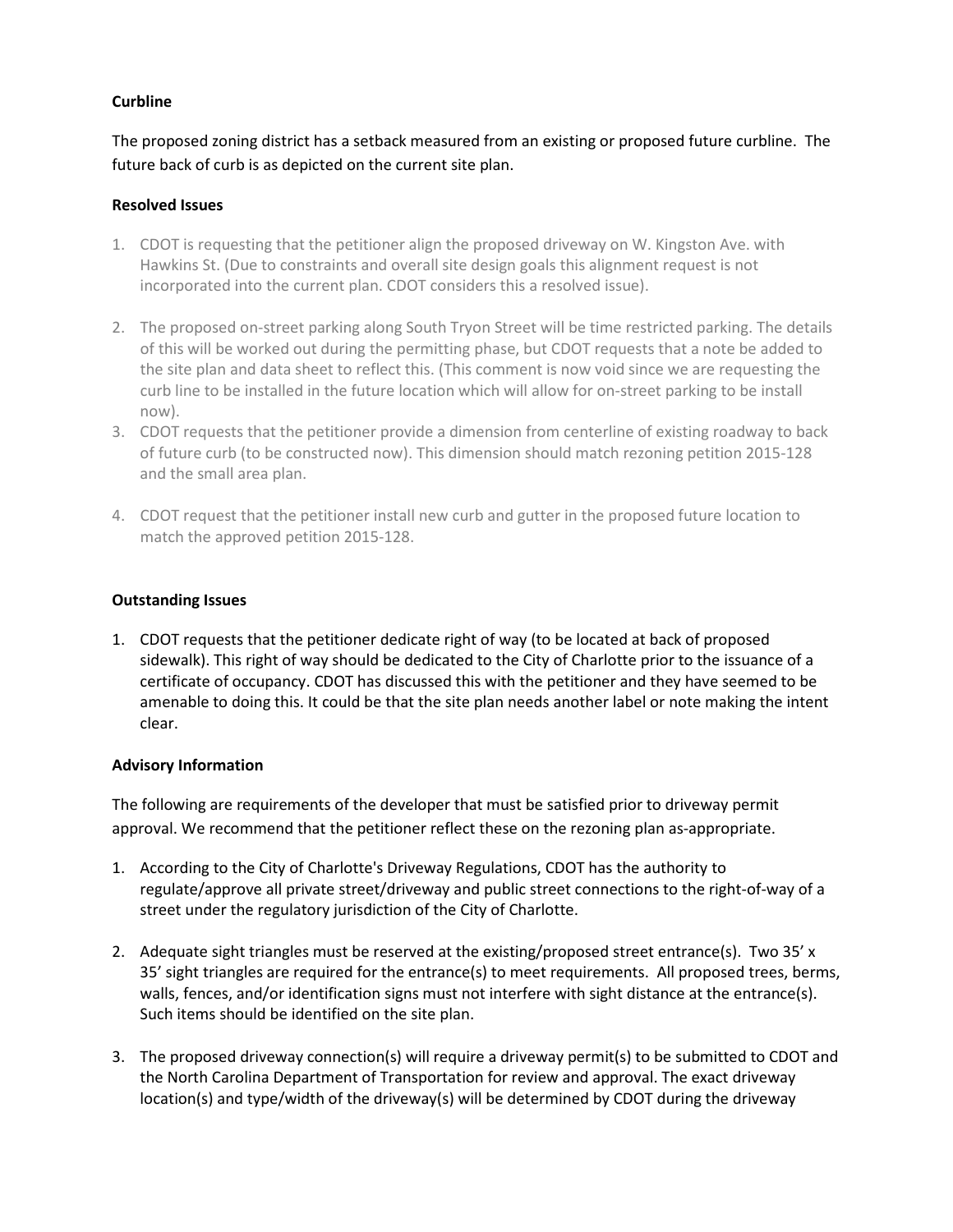**Curbline**

The proposed zoning district has a setback measured from an existing or proposed future curbline. The future back of curb is as depicted on the current site plan.

**Resolved Issues**

1. CDOT is requesting that the petitioner align the proposed driveway on W. Kingston Ave. with Hawkins St. (Due to constraints and overall site design goals this alignment request is not incorporated into the current plan. CDOT considers this a resolved issue).

2. The proposed on-street parking along South Tryon Street will be time restricted parking. The details of this will be worked out during the permitting phase, but CDOT requests that a note be added to the site plan and data sheet to reflect this. (This comment is now void since we are requesting the curb line to be installed in the future location which will allow for on-street parking to be install now).
3. CDOT requests that the petitioner provide a dimension from centerline of existing roadway to back of future curb (to be constructed now). This dimension should match rezoning petition 2015-128 and the small area plan.

4. CDOT request that the petitioner install new curb and gutter in the proposed future location to match the approved petition 2015-128.

**Outstanding Issues**

1. CDOT requests that the petitioner dedicate right of way (to be located at back of proposed sidewalk). This right of way should be dedicated to the City of Charlotte prior to the issuance of a certificate of occupancy. CDOT has discussed this with the petitioner and they have seemed to be amenable to doing this. It could be that the site plan needs another label or note making the intent clear.

**Advisory Information**

The following are requirements of the developer that must be satisfied prior to driveway permit approval. We recommend that the petitioner reflect these on the rezoning plan as-appropriate.

1. According to the City of Charlotte's Driveway Regulations, CDOT has the authority to regulate/approve all private street/driveway and public street connections to the right-of-way of a street under the regulatory jurisdiction of the City of Charlotte.

2. Adequate sight triangles must be reserved at the existing/proposed street entrance(s). Two 35' x 35' sight triangles are required for the entrance(s) to meet requirements. All proposed trees, berms, walls, fences, and/or identification signs must not interfere with sight distance at the entrance(s). Such items should be identified on the site plan.

3. The proposed driveway connection(s) will require a driveway permit(s) to be submitted to CDOT and the North Carolina Department of Transportation for review and approval. The exact driveway location(s) and type/width of the driveway(s) will be determined by CDOT during the driveway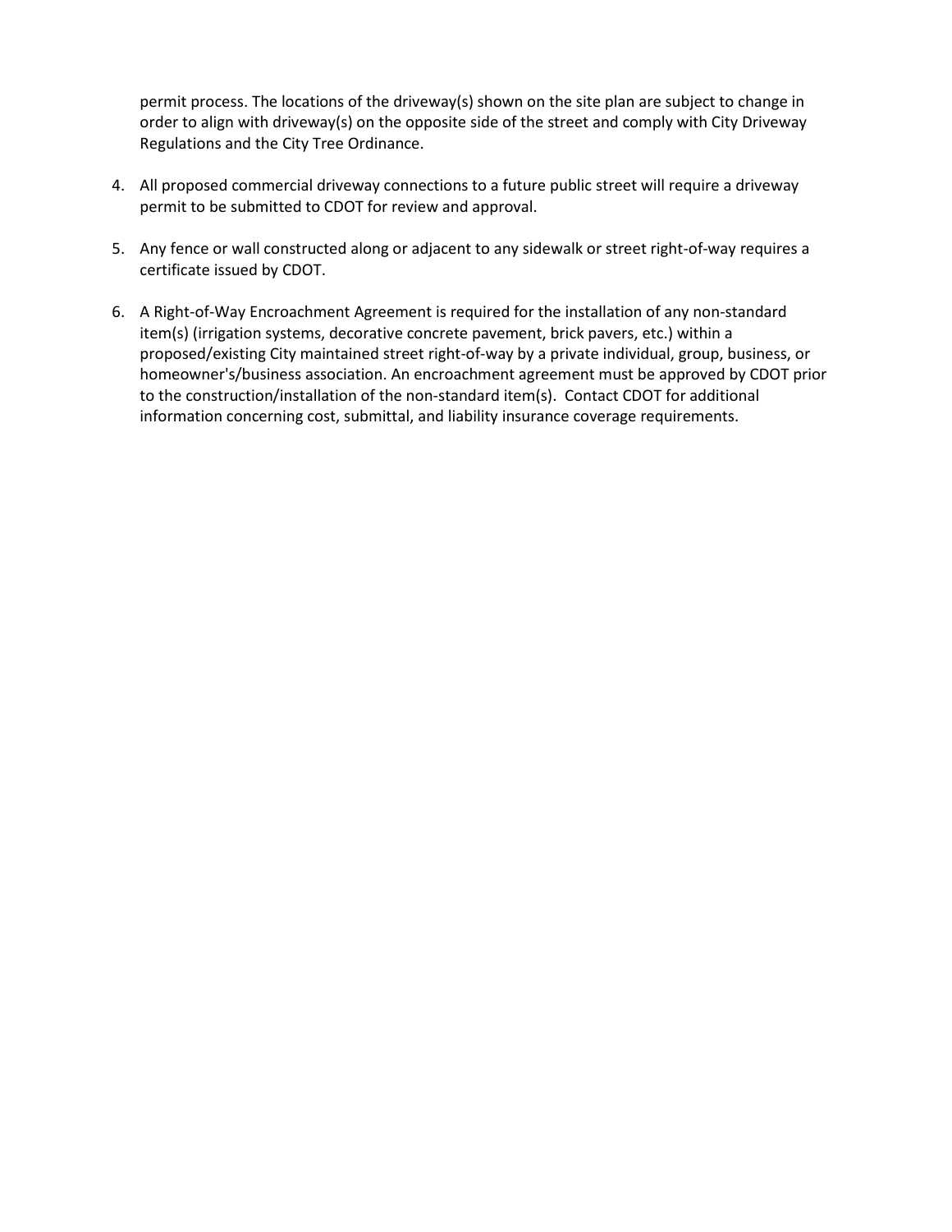permit process. The locations of the driveway(s) shown on the site plan are subject to change in order to align with driveway(s) on the opposite side of the street and comply with City Driveway Regulations and the City Tree Ordinance.

4. All proposed commercial driveway connections to a future public street will require a driveway permit to be submitted to CDOT for review and approval.

5. Any fence or wall constructed along or adjacent to any sidewalk or street right-of-way requires a certificate issued by CDOT.

6. A Right-of-Way Encroachment Agreement is required for the installation of any non-standard item(s) (irrigation systems, decorative concrete pavement, brick pavers, etc.) within a proposed/existing City maintained street right-of-way by a private individual, group, business, or homeowner's/business association. An encroachment agreement must be approved by CDOT prior to the construction/installation of the non-standard item(s). Contact CDOT for additional information concerning cost, submittal, and liability insurance coverage requirements.